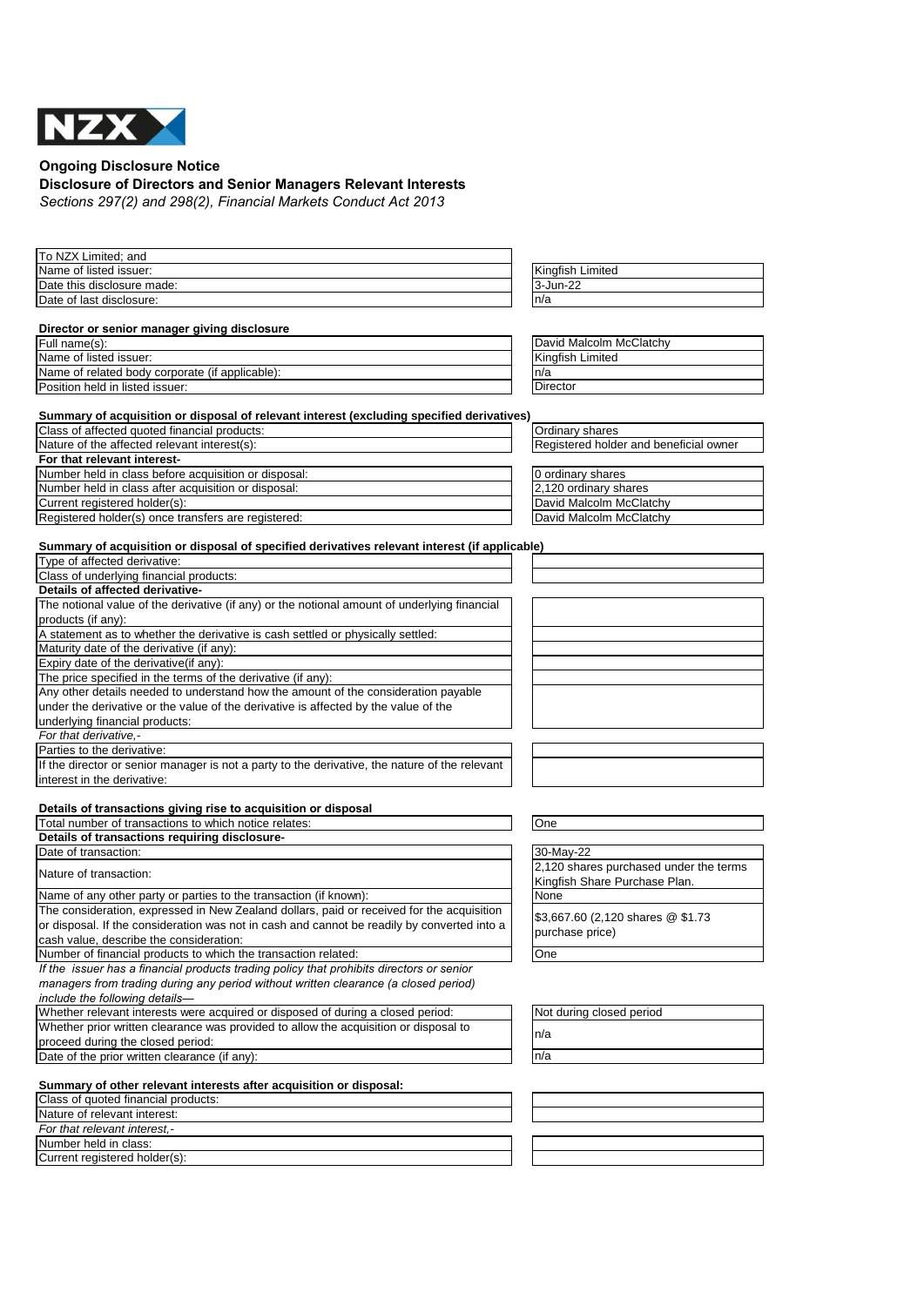**Ongoing Disclosure Notice**

**Disclosure of Directors and Senior Managers Relevant Interests**

*Sections 297(2) and 298(2), Financial Markets Conduct Act 2013*

| | |
|---|---|
| To NZX Limited; and | |
| Name of listed issuer: | Kingfish Limited |
| Date this disclosure made: | 3-Jun-22 |
| Date of last disclosure: | n/a |

**Director or senior manager giving disclosure**

| | |
|---|---|
| Full name(s): | David Malcolm McClatchy |
| Name of listed issuer: | Kingfish Limited |
| Name of related body corporate (if applicable): | n/a |
| Position held in listed issuer: | Director |

**Summary of acquisition or disposal of relevant interest (excluding specified derivatives)**

| | |
|---|---|
| Class of affected quoted financial products: | Ordinary shares |
| Nature of the affected relevant interest(s): | Registered holder and beneficial owner |
| **For that relevant interest-** | |
| Number held in class before acquisition or disposal: | 0 ordinary shares |
| Number held in class after acquisition or disposal: | 2,120 ordinary shares |
| Current registered holder(s): | David Malcolm McClatchy |
| Registered holder(s) once transfers are registered: | David Malcolm McClatchy |

**Summary of acquisition or disposal of specified derivatives relevant interest (if applicable)**

| | |
|---|---|
| Type of affected derivative: | |
| Class of underlying financial products: | |
| **Details of affected derivative-** | |
| The notional value of the derivative (if any) or the notional amount of underlying financial products (if any): | |
| A statement as to whether the derivative is cash settled or physically settled: | |
| Maturity date of the derivative (if any): | |
| Expiry date of the derivative(if any): | |
| The price specified in the terms of the derivative (if any): | |
| Any other details needed to understand how the amount of the consideration payable under the derivative or the value of the derivative is affected by the value of the underlying financial products: | |
| *For that derivative,-* | |
| Parties to the derivative: | |
| If the director or senior manager is not a party to the derivative, the nature of the relevant interest in the derivative: | |

**Details of transactions giving rise to acquisition or disposal**

| | |
|---|---|
| Total number of transactions to which notice relates: | One |
| **Details of transactions requiring disclosure-** | |
| Date of transaction: | 30-May-22 |
| Nature of transaction: | 2,120 shares purchased under the terms Kingfish Share Purchase Plan. |
| Name of any other party or parties to the transaction (if known): | None |
| The consideration, expressed in New Zealand dollars, paid or received for the acquisition or disposal. If the consideration was not in cash and cannot be readily by converted into a cash value, describe the consideration: | $3,667.60 (2,120 shares @ $1.73 purchase price) |
| Number of financial products to which the transaction related: | One |
| *If the issuer has a financial products trading policy that prohibits directors or senior managers from trading during any period without written clearance (a closed period) include the following details—* | |
| Whether relevant interests were acquired or disposed of during a closed period: | Not during closed period |
| Whether prior written clearance was provided to allow the acquisition or disposal to proceed during the closed period: | n/a |
| Date of the prior written clearance (if any): | n/a |

**Summary of other relevant interests after acquisition or disposal:**

| | |
|---|---|
| Class of quoted financial products: | |
| Nature of relevant interest: | |
| *For that relevant interest,-* | |
| Number held in class: | |
| Current registered holder(s): | |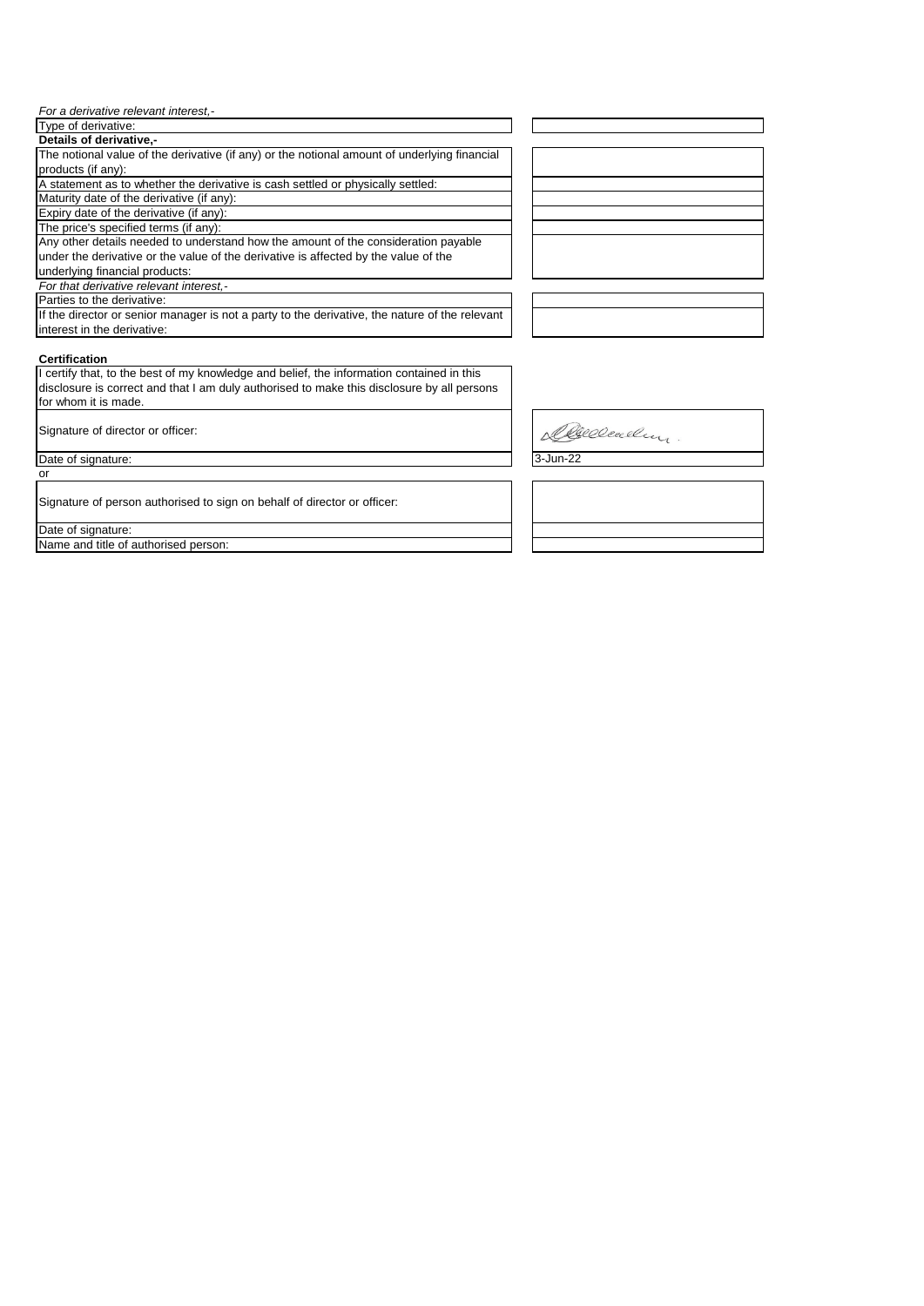*For a derivative relevant interest,-*

| | |
|---|---|
| Type of derivative: | |
| **Details of derivative,-** | |
| The notional value of the derivative (if any) or the notional amount of underlying financial products (if any): | |
| A statement as to whether the derivative is cash settled or physically settled: | |
| Maturity date of the derivative (if any): | |
| Expiry date of the derivative (if any): | |
| The price's specified terms (if any): | |
| Any other details needed to understand how the amount of the consideration payable under the derivative or the value of the derivative is affected by the value of the underlying financial products: | |
| *For that derivative relevant interest,-* | |
| Parties to the derivative: | |
| If the director or senior manager is not a party to the derivative, the nature of the relevant interest in the derivative: | |

**Certification**

I certify that, to the best of my knowledge and belief, the information contained in this disclosure is correct and that I am duly authorised to make this disclosure by all persons for whom it is made.

| | |
|---|---|
| Signature of director or officer: | [Signature] |
| Date of signature: | 3-Jun-22 |

or

| | |
|---|---|
| Signature of person authorised to sign on behalf of director or officer: | |
| Date of signature: | |
| Name and title of authorised person: | |